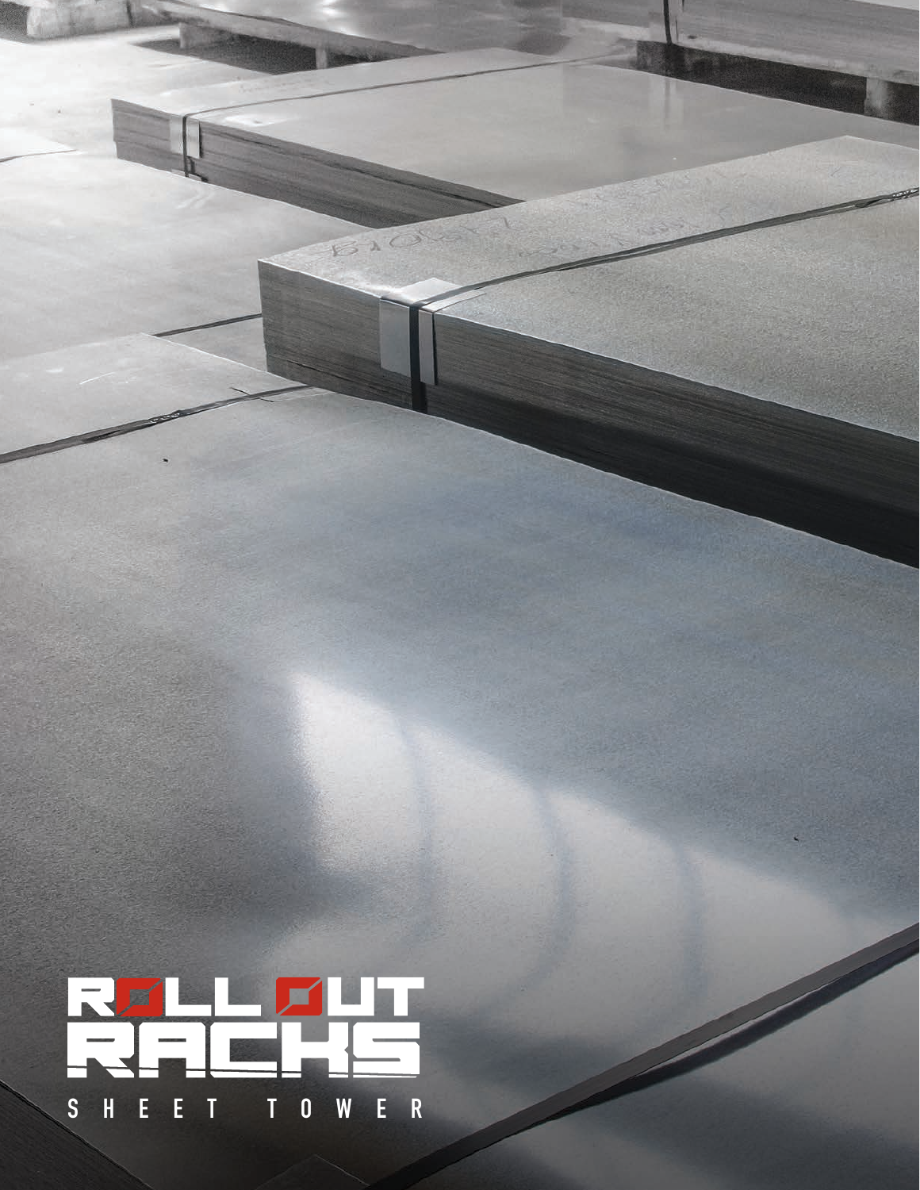# ROLLOUT RACKS

## SHEET TOWER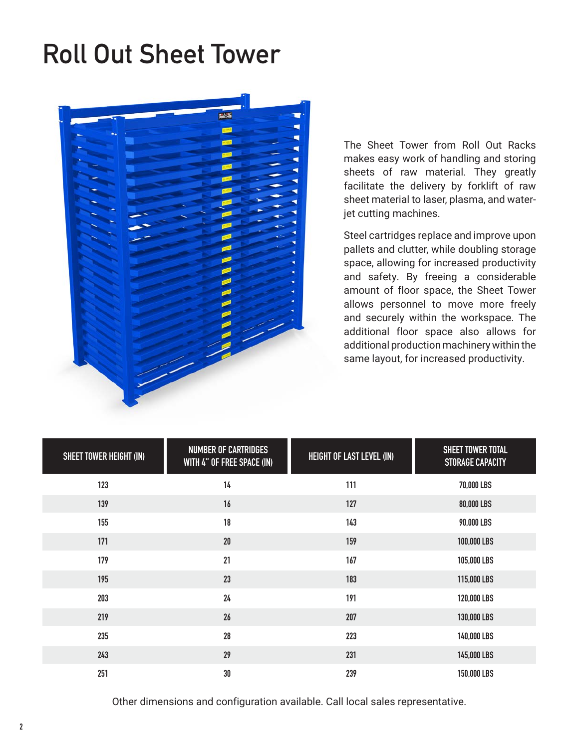# Roll Out Sheet Tower

The Sheet Tower from Roll Out Racks makes easy work of handling and storing sheets of raw material. They greatly facilitate the delivery by forklift of raw sheet material to laser, plasma, and water-jet cutting machines.

Steel cartridges replace and improve upon pallets and clutter, while doubling storage space, allowing for increased productivity and safety. By freeing a considerable amount of floor space, the Sheet Tower allows personnel to move more freely and securely within the workspace. The additional floor space also allows for additional production machinery within the same layout, for increased productivity.

| SHEET TOWER HEIGHT (IN) | NUMBER OF CARTRIDGES WITH 4" OF FREE SPACE (IN) | HEIGHT OF LAST LEVEL (IN) | SHEET TOWER TOTAL STORAGE CAPACITY |
|---|---|---|---|
| 123 | 14 | 111 | 70,000 LBS |
| 139 | 16 | 127 | 80,000 LBS |
| 155 | 18 | 143 | 90,000 LBS |
| 171 | 20 | 159 | 100,000 LBS |
| 179 | 21 | 167 | 105,000 LBS |
| 195 | 23 | 183 | 115,000 LBS |
| 203 | 24 | 191 | 120,000 LBS |
| 219 | 26 | 207 | 130,000 LBS |
| 235 | 28 | 223 | 140,000 LBS |
| 243 | 29 | 231 | 145,000 LBS |
| 251 | 30 | 239 | 150,000 LBS |

Other dimensions and configuration available. Call local sales representative.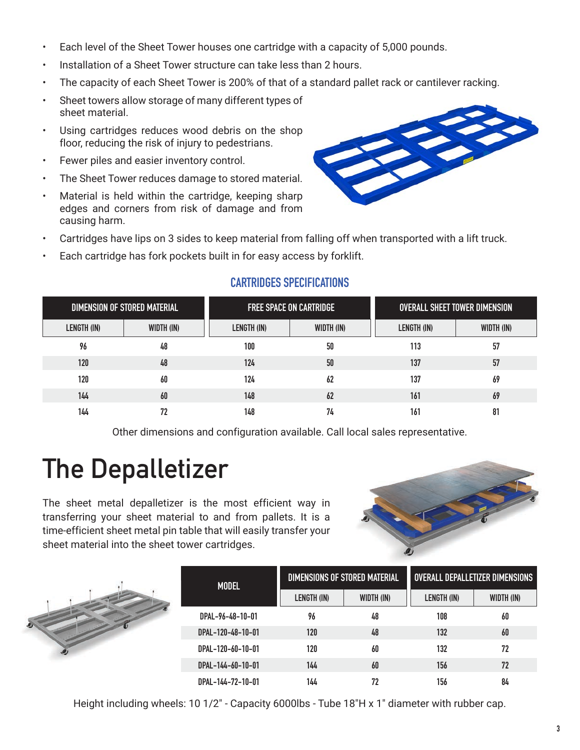- Each level of the Sheet Tower houses one cartridge with a capacity of 5,000 pounds.
- Installation of a Sheet Tower structure can take less than 2 hours.
- The capacity of each Sheet Tower is 200% of that of a standard pallet rack or cantilever racking.
- Sheet towers allow storage of many different types of sheet material.
- Using cartridges reduces wood debris on the shop floor, reducing the risk of injury to pedestrians.
- Fewer piles and easier inventory control.
- The Sheet Tower reduces damage to stored material.
- Material is held within the cartridge, keeping sharp edges and corners from risk of damage and from causing harm.
- Cartridges have lips on 3 sides to keep material from falling off when transported with a lift truck.
- Each cartridge has fork pockets built in for easy access by forklift.

### CARTRIDGES SPECIFICATIONS

| DIMENSION OF STORED MATERIAL | | FREE SPACE ON CARTRIDGE | | OVERALL SHEET TOWER DIMENSION | |
|---|---|---|---|---|---|
| LENGTH (IN) | WIDTH (IN) | LENGTH (IN) | WIDTH (IN) | LENGTH (IN) | WIDTH (IN) |
| 96 | 48 | 100 | 50 | 113 | 57 |
| 120 | 48 | 124 | 50 | 137 | 57 |
| 120 | 60 | 124 | 62 | 137 | 69 |
| 144 | 60 | 148 | 62 | 161 | 69 |
| 144 | 72 | 148 | 74 | 161 | 81 |

Other dimensions and configuration available. Call local sales representative.

# The Depalletizer

The sheet metal depalletizer is the most efficient way in transferring your sheet material to and from pallets. It is a time-efficient sheet metal pin table that will easily transfer your sheet material into the sheet tower cartridges.

| MODEL | DIMENSIONS OF STORED MATERIAL | | OVERALL DEPALLETIZER DIMENSIONS | |
|---|---|---|---|---|
| | LENGTH (IN) | WIDTH (IN) | LENGTH (IN) | WIDTH (IN) |
| DPAL-96-48-10-01 | 96 | 48 | 108 | 60 |
| DPAL-120-48-10-01 | 120 | 48 | 132 | 60 |
| DPAL-120-60-10-01 | 120 | 60 | 132 | 72 |
| DPAL-144-60-10-01 | 144 | 60 | 156 | 72 |
| DPAL-144-72-10-01 | 144 | 72 | 156 | 84 |

Height including wheels: 10 1/2" - Capacity 6000lbs - Tube 18"H x 1" diameter with rubber cap.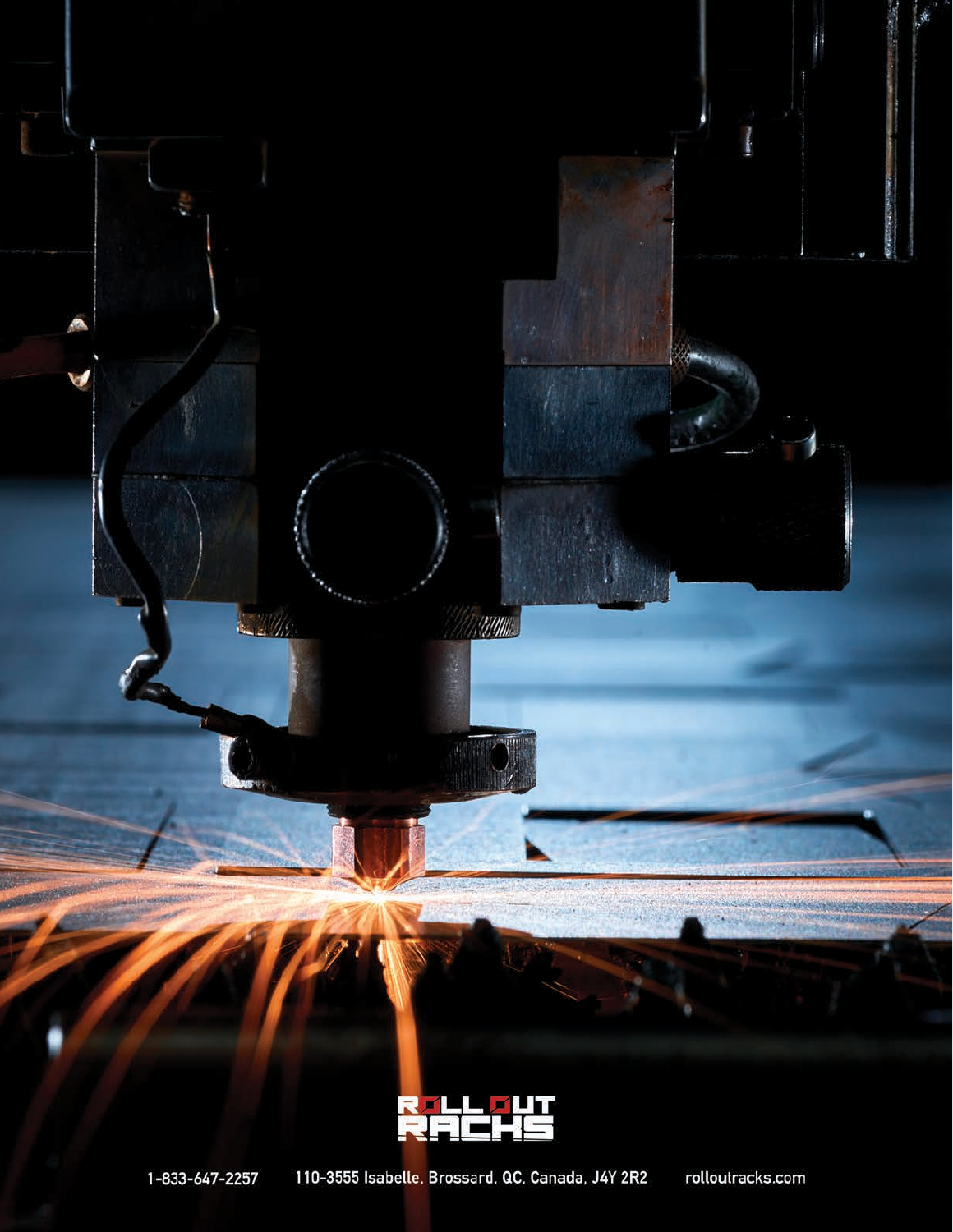ROLL OUT RACKS

1-833-647-2257 110-3555 Isabelle, Brossard, QC, Canada, J4Y 2R2 rolloutracks.com